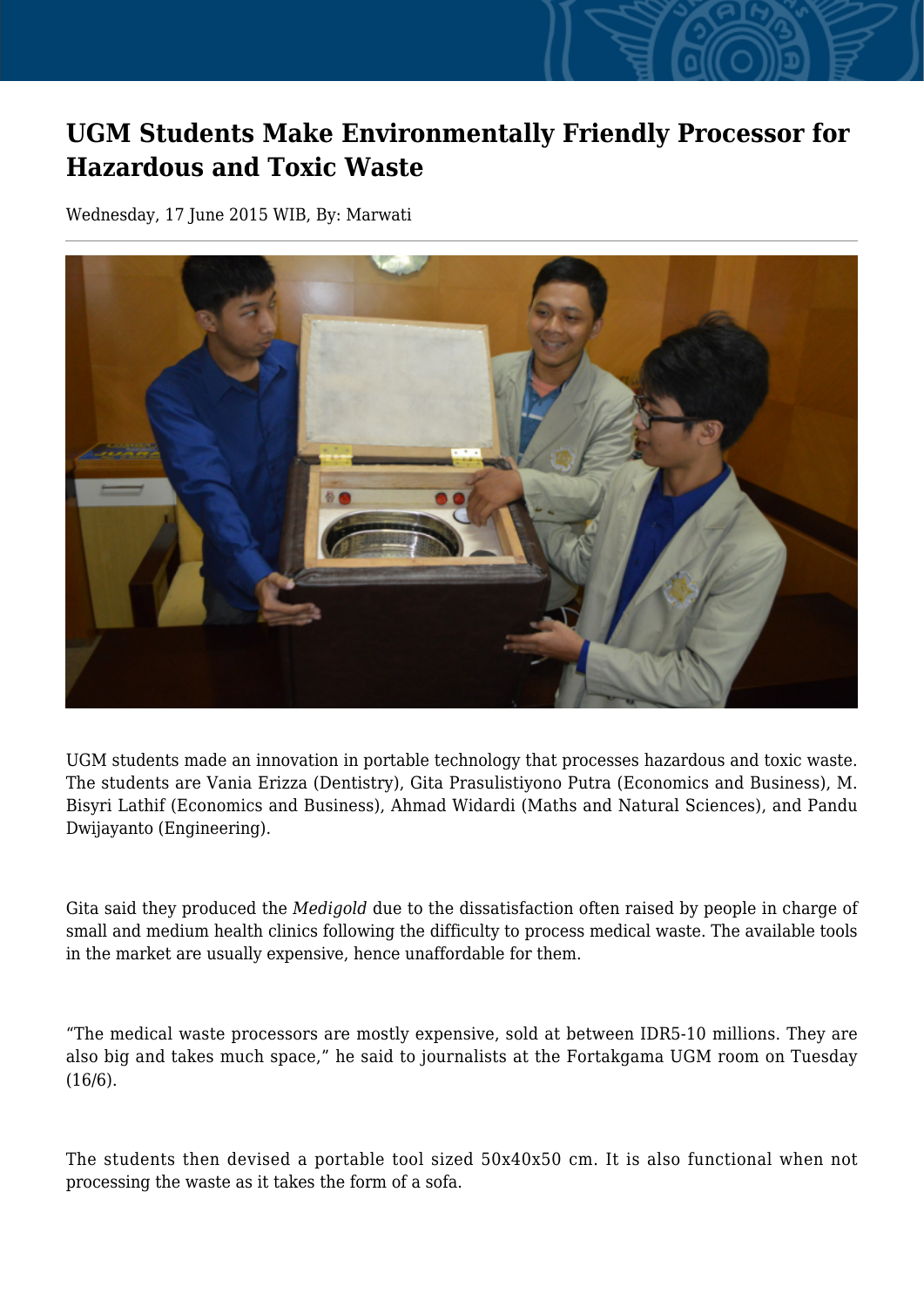# UGM Students Make Environmentally Friendly Processor for Hazardous and Toxic Waste

Wednesday, 17 June 2015 WIB, By: Marwati

UGM students made an innovation in portable technology that processes hazardous and toxic waste. The students are Vania Erizza (Dentistry), Gita Prasulistiyono Putra (Economics and Business), M. Bisyri Lathif (Economics and Business), Ahmad Widardi (Maths and Natural Sciences), and Pandu Dwijayanto (Engineering).

Gita said they produced the *Medigold* due to the dissatisfaction often raised by people in charge of small and medium health clinics following the difficulty to process medical waste. The available tools in the market are usually expensive, hence unaffordable for them.

“The medical waste processors are mostly expensive, sold at between IDR5-10 millions. They are also big and takes much space,” he said to journalists at the Fortakgama UGM room on Tuesday (16/6).

The students then devised a portable tool sized 50x40x50 cm. It is also functional when not processing the waste as it takes the form of a sofa.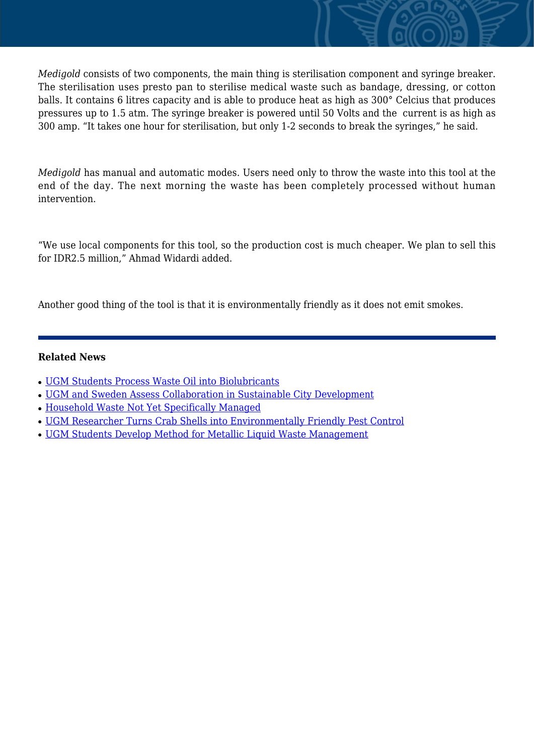*Medigold* consists of two components, the main thing is sterilisation component and syringe breaker. The sterilisation uses presto pan to sterilise medical waste such as bandage, dressing, or cotton balls. It contains 6 litres capacity and is able to produce heat as high as 300° Celcius that produces pressures up to 1.5 atm. The syringe breaker is powered until 50 Volts and the current is as high as 300 amp. "It takes one hour for sterilisation, but only 1-2 seconds to break the syringes," he said.

*Medigold* has manual and automatic modes. Users need only to throw the waste into this tool at the end of the day. The next morning the waste has been completely processed without human intervention.

"We use local components for this tool, so the production cost is much cheaper. We plan to sell this for IDR2.5 million," Ahmad Widardi added.

Another good thing of the tool is that it is environmentally friendly as it does not emit smokes.

---

**Related News**

- UGM Students Process Waste Oil into Biolubricants
- UGM and Sweden Assess Collaboration in Sustainable City Development
- Household Waste Not Yet Specifically Managed
- UGM Researcher Turns Crab Shells into Environmentally Friendly Pest Control
- UGM Students Develop Method for Metallic Liquid Waste Management